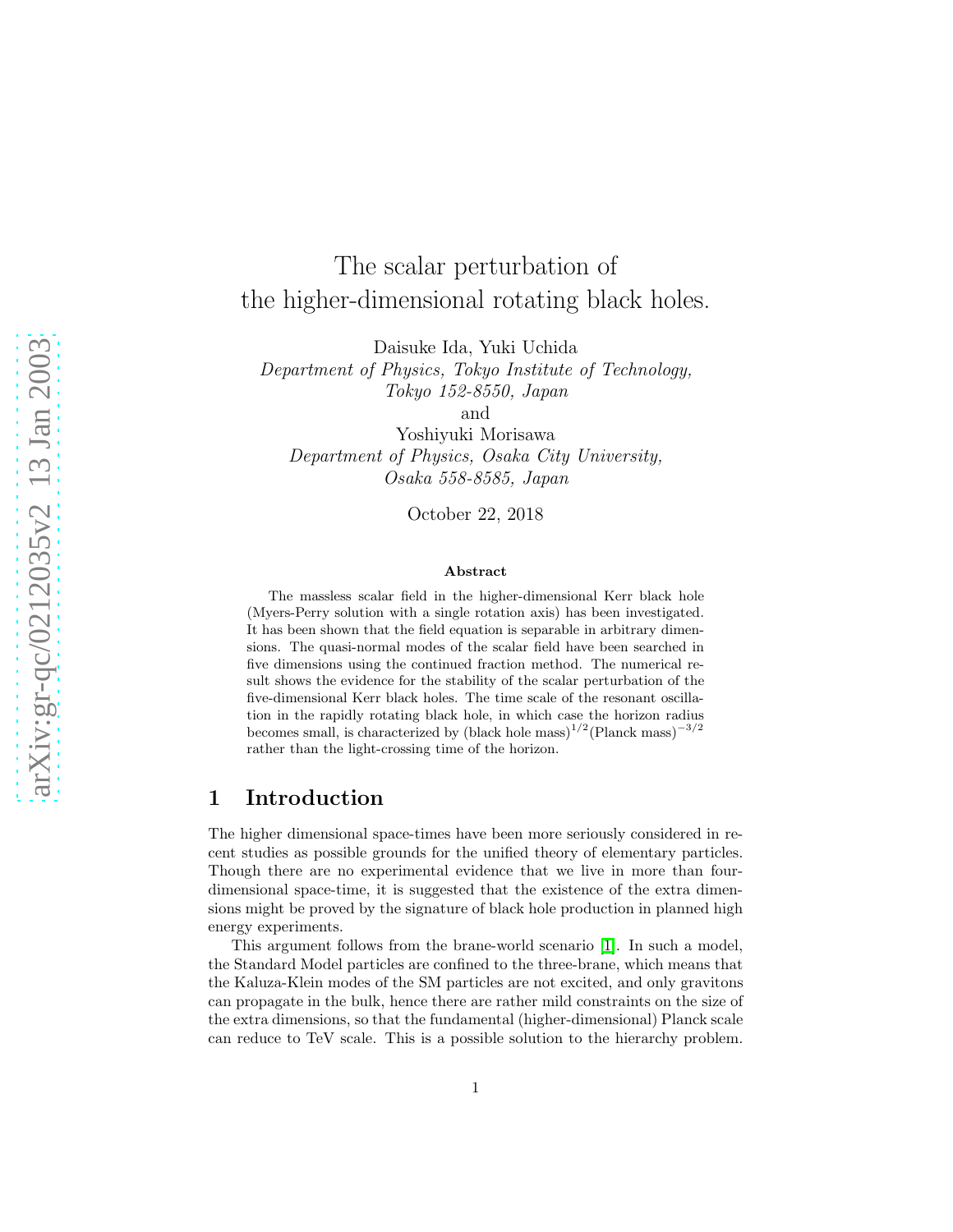# The scalar perturbation of the higher-dimensional rotating black holes.

Daisuke Ida, Yuki Uchida
*Department of Physics, Tokyo Institute of Technology, Tokyo 152-8550, Japan*
and
Yoshiyuki Morisawa
*Department of Physics, Osaka City University, Osaka 558-8585, Japan*

October 22, 2018

### Abstract

The massless scalar field in the higher-dimensional Kerr black hole (Myers-Perry solution with a single rotation axis) has been investigated. It has been shown that the field equation is separable in arbitrary dimensions. The quasi-normal modes of the scalar field have been searched in five dimensions using the continued fraction method. The numerical result shows the evidence for the stability of the scalar perturbation of the five-dimensional Kerr black holes. The time scale of the resonant oscillation in the rapidly rotating black hole, in which case the horizon radius becomes small, is characterized by (black hole mass)$^{1/2}$(Planck mass)$^{-3/2}$ rather than the light-crossing time of the horizon.

## 1 Introduction

The higher dimensional space-times have been more seriously considered in recent studies as possible grounds for the unified theory of elementary particles. Though there are no experimental evidence that we live in more than four-dimensional space-time, it is suggested that the existence of the extra dimensions might be proved by the signature of black hole production in planned high energy experiments.

This argument follows from the brane-world scenario [1]. In such a model, the Standard Model particles are confined to the three-brane, which means that the Kaluza-Klein modes of the SM particles are not excited, and only gravitons can propagate in the bulk, hence there are rather mild constraints on the size of the extra dimensions, so that the fundamental (higher-dimensional) Planck scale can reduce to TeV scale. This is a possible solution to the hierarchy problem.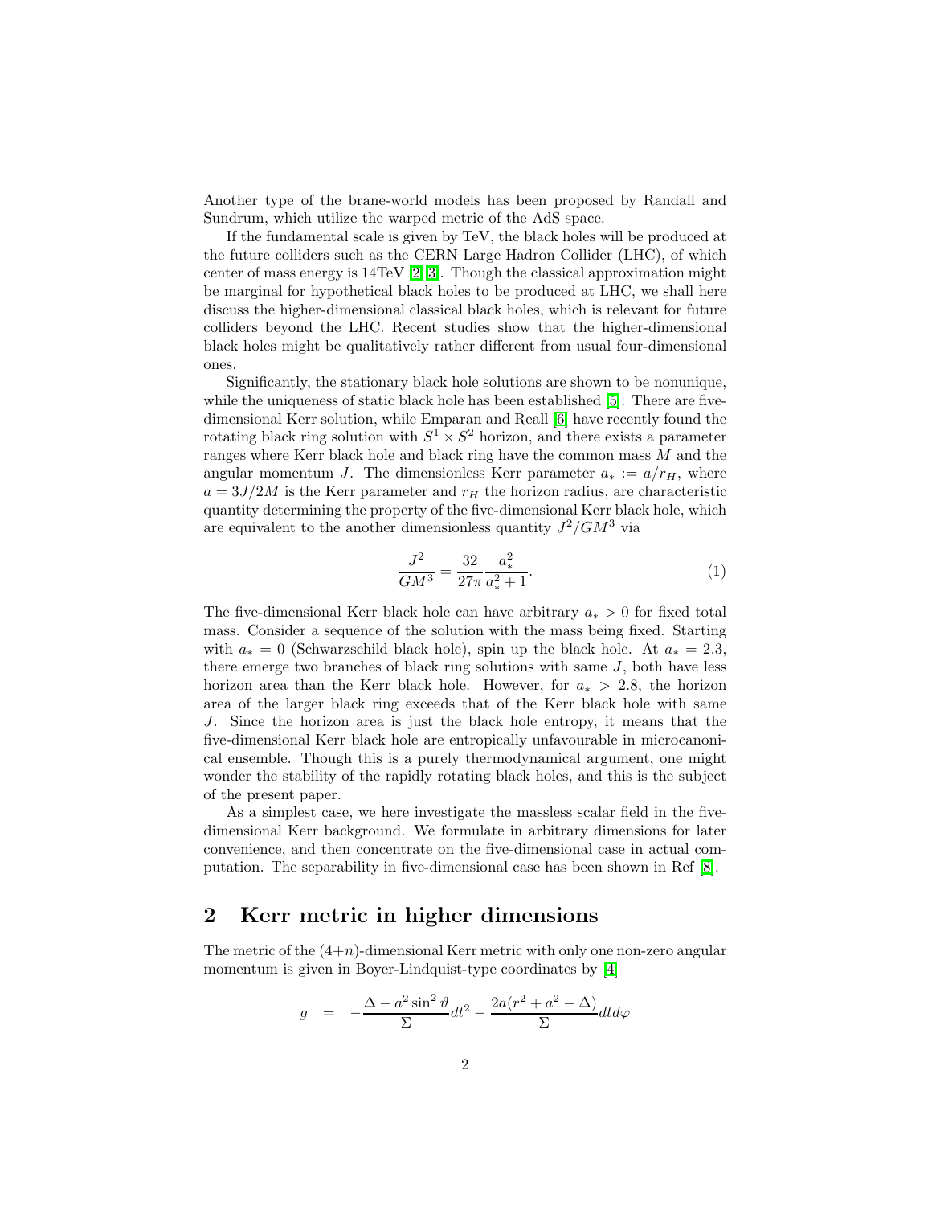Another type of the brane-world models has been proposed by Randall and Sundrum, which utilize the warped metric of the AdS space.

If the fundamental scale is given by TeV, the black holes will be produced at the future colliders such as the CERN Large Hadron Collider (LHC), of which center of mass energy is 14TeV [2, 3]. Though the classical approximation might be marginal for hypothetical black holes to be produced at LHC, we shall here discuss the higher-dimensional classical black holes, which is relevant for future colliders beyond the LHC. Recent studies show that the higher-dimensional black holes might be qualitatively rather different from usual four-dimensional ones.

Significantly, the stationary black hole solutions are shown to be nonunique, while the uniqueness of static black hole has been established [5]. There are five-dimensional Kerr solution, while Emparan and Reall [6] have recently found the rotating black ring solution with $S^1 \times S^2$ horizon, and there exists a parameter ranges where Kerr black hole and black ring have the common mass $M$ and the angular momentum $J$. The dimensionless Kerr parameter $a_* := a/r_H$, where $a = 3J/2M$ is the Kerr parameter and $r_H$ the horizon radius, are characteristic quantity determining the property of the five-dimensional Kerr black hole, which are equivalent to the another dimensionless quantity $J^2/GM^3$ via

$$\frac{J^2}{GM^3} = \frac{32}{27\pi}\frac{a_*^2}{a_*^2 + 1}. \tag{1}$$

The five-dimensional Kerr black hole can have arbitrary $a_* > 0$ for fixed total mass. Consider a sequence of the solution with the mass being fixed. Starting with $a_* = 0$ (Schwarzschild black hole), spin up the black hole. At $a_* = 2.3$, there emerge two branches of black ring solutions with same $J$, both have less horizon area than the Kerr black hole. However, for $a_* > 2.8$, the horizon area of the larger black ring exceeds that of the Kerr black hole with same $J$. Since the horizon area is just the black hole entropy, it means that the five-dimensional Kerr black hole are entropically unfavourable in microcanonical ensemble. Though this is a purely thermodynamical argument, one might wonder the stability of the rapidly rotating black holes, and this is the subject of the present paper.

As a simplest case, we here investigate the massless scalar field in the five-dimensional Kerr background. We formulate in arbitrary dimensions for later convenience, and then concentrate on the five-dimensional case in actual computation. The separability in five-dimensional case has been shown in Ref [8].

## 2 Kerr metric in higher dimensions

The metric of the $(4+n)$-dimensional Kerr metric with only one non-zero angular momentum is given in Boyer-Lindquist-type coordinates by [4]

$$g = -\frac{\Delta - a^2 \sin^2\vartheta}{\Sigma}dt^2 - \frac{2a(r^2 + a^2 - \Delta)}{\Sigma}dt d\varphi$$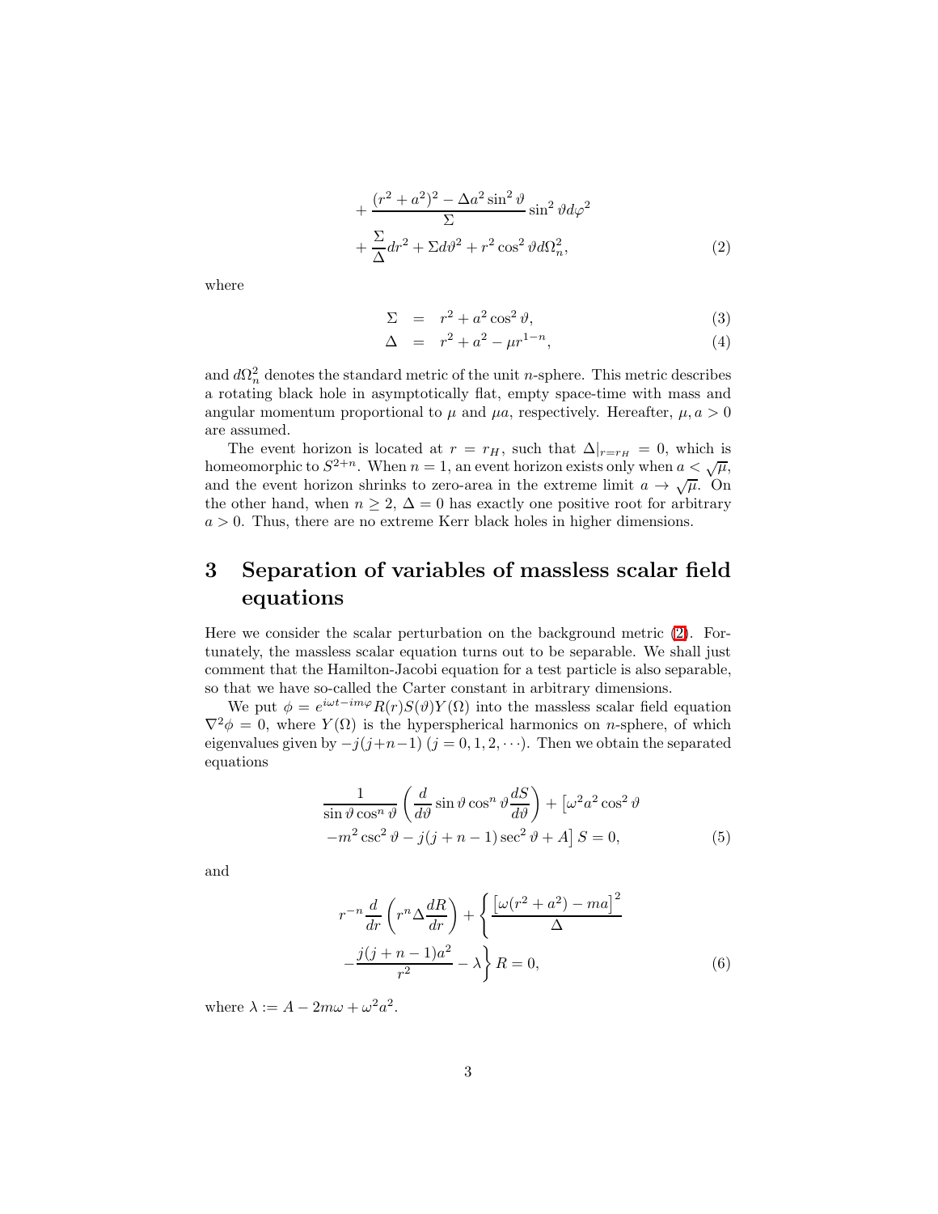$$
\begin{aligned}
&+\frac{(r^2+a^2)^2-\Delta a^2\sin^2\vartheta}{\Sigma}\sin^2\vartheta d\varphi^2 \\
&+\frac{\Sigma}{\Delta}dr^2+\Sigma d\vartheta^2+r^2\cos^2\vartheta d\Omega_n^2,
\end{aligned}
\tag{2}
$$

where

$$
\Sigma = r^2+a^2\cos^2\vartheta, \tag{3}
$$

$$
\Delta = r^2+a^2-\mu r^{1-n}, \tag{4}
$$

and $d\Omega_n^2$ denotes the standard metric of the unit $n$-sphere. This metric describes a rotating black hole in asymptotically flat, empty space-time with mass and angular momentum proportional to $\mu$ and $\mu a$, respectively. Hereafter, $\mu, a > 0$ are assumed.

The event horizon is located at $r = r_H$, such that $\Delta|_{r=r_H} = 0$, which is homeomorphic to $S^{2+n}$. When $n = 1$, an event horizon exists only when $a < \sqrt{\mu}$, and the event horizon shrinks to zero-area in the extreme limit $a \to \sqrt{\mu}$. On the other hand, when $n \geq 2$, $\Delta = 0$ has exactly one positive root for arbitrary $a > 0$. Thus, there are no extreme Kerr black holes in higher dimensions.

## 3 Separation of variables of massless scalar field equations

Here we consider the scalar perturbation on the background metric (2). Fortunately, the massless scalar equation turns out to be separable. We shall just comment that the Hamilton-Jacobi equation for a test particle is also separable, so that we have so-called the Carter constant in arbitrary dimensions.

We put $\phi = e^{i\omega t - im\varphi}R(r)S(\vartheta)Y(\Omega)$ into the massless scalar field equation $\nabla^2\phi = 0$, where $Y(\Omega)$ is the hyperspherical harmonics on $n$-sphere, of which eigenvalues given by $-j(j+n-1)$ $(j = 0, 1, 2, \cdots)$. Then we obtain the separated equations

$$
\begin{aligned}
&\frac{1}{\sin\vartheta\cos^n\vartheta}\left(\frac{d}{d\vartheta}\sin\vartheta\cos^n\vartheta\frac{dS}{d\vartheta}\right)+\left[\omega^2a^2\cos^2\vartheta\right. \\
&\left.-m^2\csc^2\vartheta-j(j+n-1)\sec^2\vartheta+A\right]S=0,
\end{aligned}
\tag{5}
$$

and

$$
\begin{aligned}
&r^{-n}\frac{d}{dr}\left(r^n\Delta\frac{dR}{dr}\right)+\left\{\frac{\left[\omega(r^2+a^2)-ma\right]^2}{\Delta}\right. \\
&\left.-\frac{j(j+n-1)a^2}{r^2}-\lambda\right\}R=0,
\end{aligned}
\tag{6}
$$

where $\lambda := A - 2m\omega + \omega^2a^2$.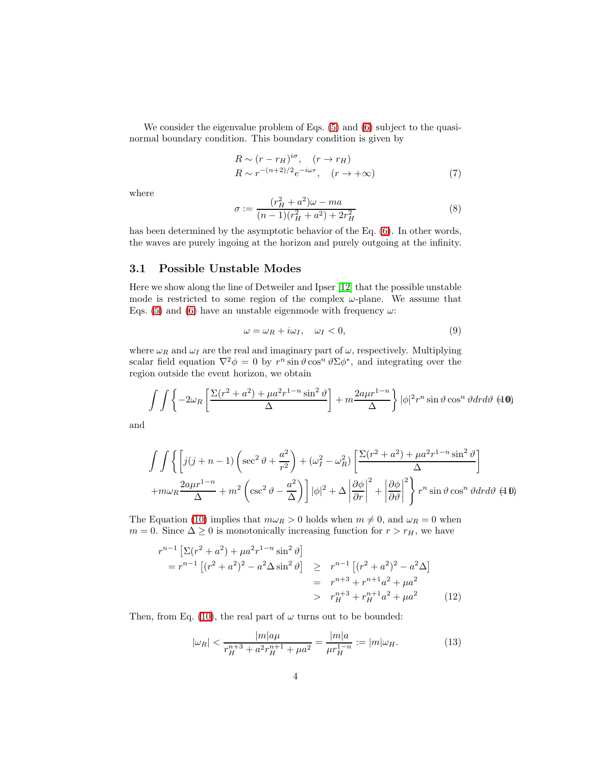We consider the eigenvalue problem of Eqs. (5) and (6) subject to the quasi-normal boundary condition. This boundary condition is given by

$$
\begin{aligned}
R &\sim (r - r_H)^{i\sigma}, \quad (r \to r_H) \\
R &\sim r^{-(n+2)/2} e^{-i\omega r}, \quad (r \to +\infty)
\end{aligned}
\tag{7}
$$

where

$$
\sigma := \frac{(r_H^2 + a^2)\omega - ma}{(n-1)(r_H^2 + a^2) + 2r_H^2} \tag{8}
$$

has been determined by the asymptotic behavior of the Eq. (6). In other words, the waves are purely ingoing at the horizon and purely outgoing at the infinity.

### 3.1 Possible Unstable Modes

Here we show along the line of Detweiler and Ipser [12] that the possible unstable mode is restricted to some region of the complex $\omega$-plane. We assume that Eqs. (5) and (6) have an unstable eigenmode with frequency $\omega$:

$$
\omega = \omega_R + i\omega_I, \quad \omega_I < 0, \tag{9}
$$

where $\omega_R$ and $\omega_I$ are the real and imaginary part of $\omega$, respectively. Multiplying scalar field equation $\nabla^2 \phi = 0$ by $r^n \sin\vartheta \cos^n \vartheta \Sigma \phi^*$, and integrating over the region outside the event horizon, we obtain

$$
\int\int \left\{ -2\omega_R \left[ \frac{\Sigma(r^2+a^2) + \mu a^2 r^{1-n} \sin^2\vartheta}{\Delta} \right] + m \frac{2a\mu r^{1-n}}{\Delta} \right\} |\phi|^2 r^n \sin\vartheta \cos^n\vartheta dr d\vartheta \tag{10}
$$

and

$$
\begin{aligned}
\int\int \Bigg\{ &\left[ j(j+n-1) \left( \sec^2\vartheta + \frac{a^2}{r^2} \right) + (\omega_I^2 - \omega_R^2) \left[ \frac{\Sigma(r^2+a^2) + \mu a^2 r^{1-n} \sin^2\vartheta}{\Delta} \right] \right. \\
&\left. + m\omega_R \frac{2a\mu r^{1-n}}{\Delta} + m^2 \left( \csc^2\vartheta - \frac{a^2}{\Delta} \right) \right] |\phi|^2 + \Delta \left| \frac{\partial \phi}{\partial r} \right|^2 + \left| \frac{\partial \phi}{\partial \vartheta} \right|^2 \Bigg\} r^n \sin\vartheta \cos^n\vartheta dr d\vartheta
\end{aligned}
\tag{11}
$$

The Equation (10) implies that $m\omega_R > 0$ holds when $m \neq 0$, and $\omega_R = 0$ when $m = 0$. Since $\Delta \geq 0$ is monotonically increasing function for $r > r_H$, we have

$$
\begin{aligned}
& r^{n-1} \left[ \Sigma(r^2+a^2) + \mu a^2 r^{1-n} \sin^2\vartheta \right] \\
& \quad = r^{n-1} \left[ (r^2+a^2)^2 - a^2 \Delta \sin^2\vartheta \right] \quad \geq \quad r^{n-1} \left[ (r^2+a^2)^2 - a^2 \Delta \right] \\
& \qquad\qquad\qquad\qquad\qquad\qquad\qquad\qquad\quad = \quad r^{n+3} + r^{n+1} a^2 + \mu a^2 \\
& \qquad\qquad\qquad\qquad\qquad\qquad\qquad\qquad\quad > \quad r_H^{n+3} + r_H^{n+1} a^2 + \mu a^2
\end{aligned}
\tag{12}
$$

Then, from Eq. (10), the real part of $\omega$ turns out to be bounded:

$$
|\omega_R| < \frac{|m| a \mu}{r_H^{n+3} + a^2 r_H^{n+1} + \mu a^2} = \frac{|m| a}{\mu r_H^{1-n}} := |m| \omega_H. \tag{13}
$$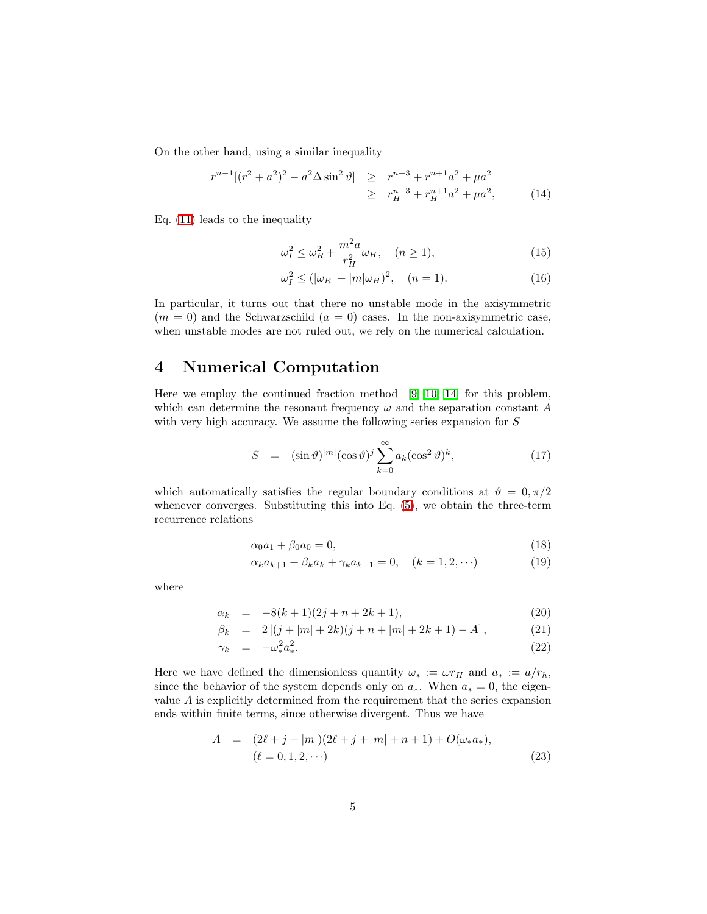On the other hand, using a similar inequality

$$
\begin{aligned}
r^{n-1}[(r^2+a^2)^2 - a^2\Delta\sin^2\vartheta] &\geq r^{n+3} + r^{n+1}a^2 + \mu a^2 \\
&\geq r_H^{n+3} + r_H^{n+1}a^2 + \mu a^2, \qquad (14)
\end{aligned}
$$

Eq. (11) leads to the inequality

$$
\omega_I^2 \leq \omega_R^2 + \frac{m^2 a}{r_H^2}\omega_H, \quad (n \geq 1), \tag{15}
$$

$$
\omega_I^2 \leq (|\omega_R| - |m|\omega_H)^2, \quad (n = 1). \tag{16}
$$

In particular, it turns out that there no unstable mode in the axisymmetric ($m = 0$) and the Schwarzschild ($a = 0$) cases. In the non-axisymmetric case, when unstable modes are not ruled out, we rely on the numerical calculation.

# 4 Numerical Computation

Here we employ the continued fraction method [9, 10, 14] for this problem, which can determine the resonant frequency $\omega$ and the separation constant $A$ with very high accuracy. We assume the following series expansion for $S$

$$
S = (\sin\vartheta)^{|m|}(\cos\vartheta)^j \sum_{k=0}^{\infty} a_k (\cos^2\vartheta)^k, \tag{17}
$$

which automatically satisfies the regular boundary conditions at $\vartheta = 0, \pi/2$ whenever converges. Substituting this into Eq. (5), we obtain the three-term recurrence relations

$$
\alpha_0 a_1 + \beta_0 a_0 = 0, \tag{18}
$$

$$
\alpha_k a_{k+1} + \beta_k a_k + \gamma_k a_{k-1} = 0, \quad (k = 1, 2, \cdots) \tag{19}
$$

where

$$
\alpha_k = -8(k+1)(2j + n + 2k + 1), \tag{20}
$$

$$
\beta_k = 2\left[(j + |m| + 2k)(j + n + |m| + 2k + 1) - A\right], \tag{21}
$$

$$
\gamma_k = -\omega_*^2 a_*^2. \tag{22}
$$

Here we have defined the dimensionless quantity $\omega_* := \omega r_H$ and $a_* := a/r_h$, since the behavior of the system depends only on $a_*$. When $a_* = 0$, the eigenvalue $A$ is explicitly determined from the requirement that the series expansion ends within finite terms, since otherwise divergent. Thus we have

$$
\begin{aligned}
A &= (2\ell + j + |m|)(2\ell + j + |m| + n + 1) + O(\omega_* a_*), \\
&\quad (\ell = 0, 1, 2, \cdots) \qquad (23)
\end{aligned}
$$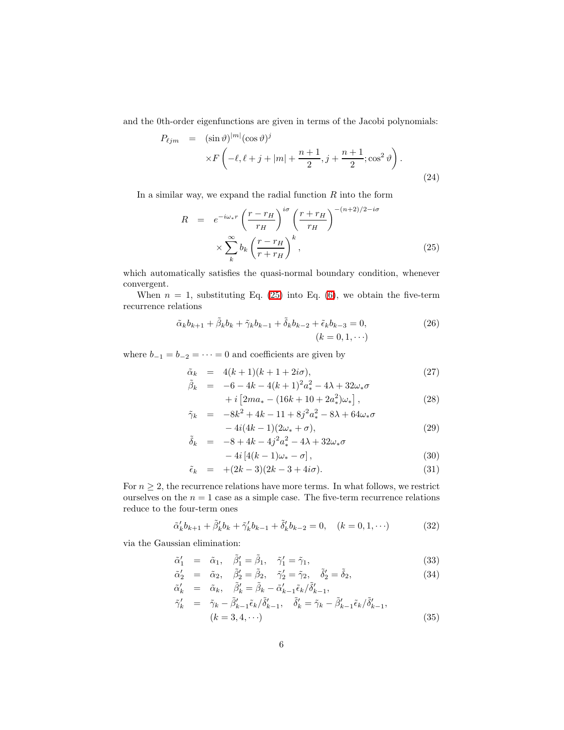and the 0th-order eigenfunctions are given in terms of the Jacobi polynomials:

$$
\begin{aligned}
P_{\ell jm} &= (\sin\vartheta)^{|m|}(\cos\vartheta)^{j} \\
&\quad \times F\left(-\ell, \ell+j+|m|+\frac{n+1}{2}, j+\frac{n+1}{2}; \cos^2\vartheta\right).
\end{aligned}
\tag{24}
$$

In a similar way, we expand the radial function $R$ into the form

$$
\begin{aligned}
R &= e^{-i\omega_* r}\left(\frac{r-r_H}{r_H}\right)^{i\sigma}\left(\frac{r+r_H}{r_H}\right)^{-(n+2)/2-i\sigma} \\
&\quad \times \sum_{k}^{\infty} b_k \left(\frac{r-r_H}{r+r_H}\right)^{k},
\end{aligned}
\tag{25}
$$

which automatically satisfies the quasi-normal boundary condition, whenever convergent.

When $n=1$, substituting Eq. (25) into Eq. (6), we obtain the five-term recurrence relations

$$
\tilde{\alpha}_k b_{k+1} + \tilde{\beta}_k b_k + \tilde{\gamma}_k b_{k-1} + \tilde{\delta}_k b_{k-2} + \tilde{\epsilon}_k b_{k-3} = 0, \quad (k=0,1,\cdots)
\tag{26}
$$

where $b_{-1} = b_{-2} = \cdots = 0$ and coefficients are given by

$$
\tilde{\alpha}_k = 4(k+1)(k+1+2i\sigma),
\tag{27}
$$

$$
\begin{aligned}
\tilde{\beta}_k &= -6 - 4k - 4(k+1)^2 a_*^2 - 4\lambda + 32\omega_*\sigma \\
&\quad + i\left[2ma_* - (16k+10+2a_*^2)\omega_*\right],
\end{aligned}
\tag{28}
$$

$$
\begin{aligned}
\tilde{\gamma}_k &= -8k^2 + 4k - 11 + 8j^2 a_*^2 - 8\lambda + 64\omega_*\sigma \\
&\quad - 4i(4k-1)(2\omega_* + \sigma),
\end{aligned}
\tag{29}
$$

$$
\begin{aligned}
\tilde{\delta}_k &= -8 + 4k - 4j^2 a_*^2 - 4\lambda + 32\omega_*\sigma \\
&\quad - 4i\left[4(k-1)\omega_* - \sigma\right],
\end{aligned}
\tag{30}
$$

$$
\tilde{\epsilon}_k = +(2k-3)(2k-3+4i\sigma).
\tag{31}
$$

For $n \geq 2$, the recurrence relations have more terms. In what follows, we restrict ourselves on the $n=1$ case as a simple case. The five-term recurrence relations reduce to the four-term ones

$$
\tilde{\alpha}'_k b_{k+1} + \tilde{\beta}'_k b_k + \tilde{\gamma}'_k b_{k-1} + \tilde{\delta}'_k b_{k-2} = 0, \quad (k=0,1,\cdots)
\tag{32}
$$

via the Gaussian elimination:

$$
\tilde{\alpha}'_1 = \tilde{\alpha}_1, \quad \tilde{\beta}'_1 = \tilde{\beta}_1, \quad \tilde{\gamma}'_1 = \tilde{\gamma}_1,
\tag{33}
$$

$$
\tilde{\alpha}'_2 = \tilde{\alpha}_2, \quad \tilde{\beta}'_2 = \tilde{\beta}_2, \quad \tilde{\gamma}'_2 = \tilde{\gamma}_2, \quad \tilde{\delta}'_2 = \tilde{\delta}_2,
\tag{34}
$$

$$
\begin{aligned}
\tilde{\alpha}'_k &= \tilde{\alpha}_k, \quad \tilde{\beta}'_k = \tilde{\beta}_k - \tilde{\alpha}'_{k-1}\tilde{\epsilon}_k/\tilde{\delta}'_{k-1}, \\
\tilde{\gamma}'_k &= \tilde{\gamma}_k - \tilde{\beta}'_{k-1}\tilde{\epsilon}_k/\tilde{\delta}'_{k-1}, \quad \tilde{\delta}'_k = \tilde{\gamma}_k - \tilde{\beta}'_{k-1}\tilde{\epsilon}_k/\tilde{\delta}'_{k-1}, \\
&\quad (k=3,4,\cdots)
\end{aligned}
\tag{35}
$$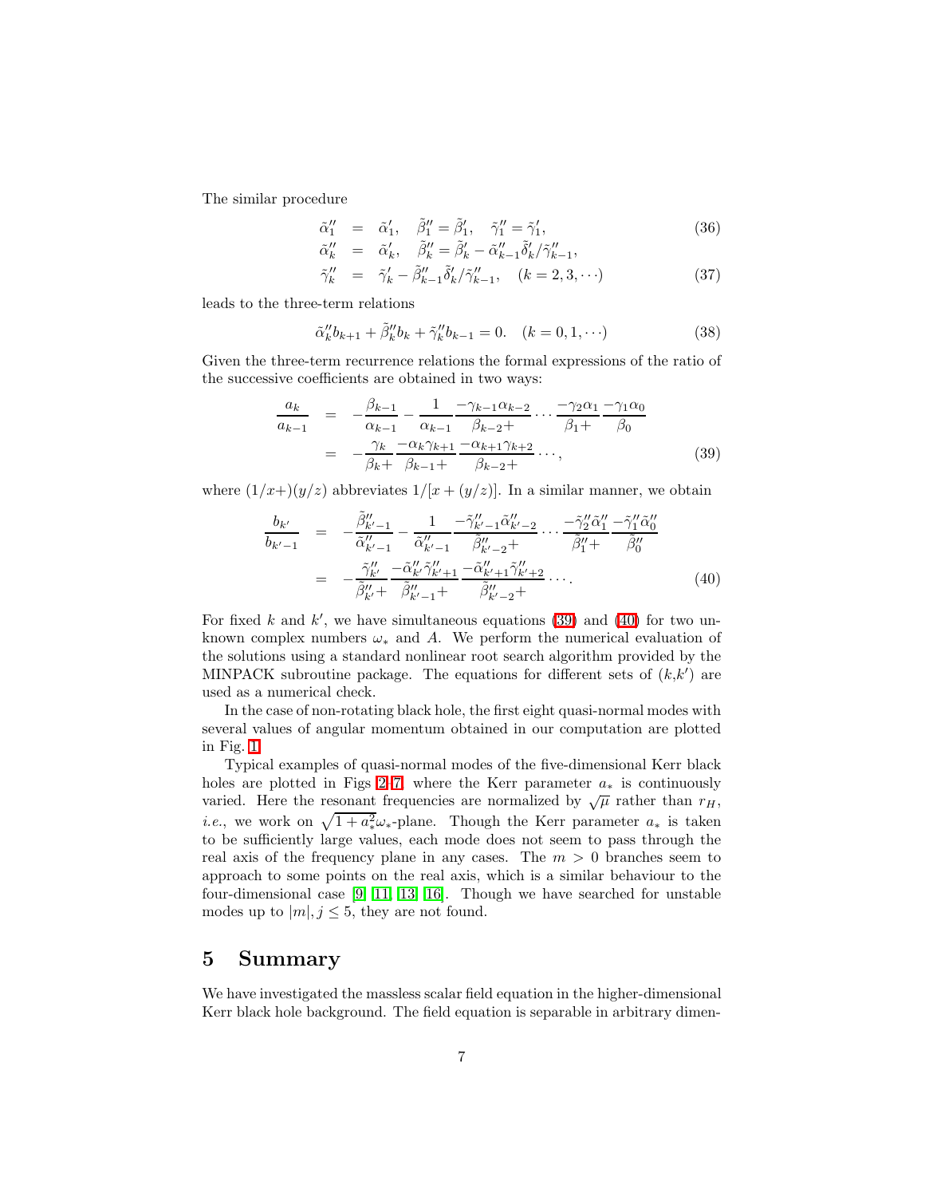The similar procedure

$$
\begin{aligned}
\tilde{\alpha}''_1 &= \tilde{\alpha}'_1, \quad \tilde{\beta}''_1 = \tilde{\beta}'_1, \quad \tilde{\gamma}''_1 = \tilde{\gamma}'_1, &(36)\\
\tilde{\alpha}''_k &= \tilde{\alpha}'_k, \quad \tilde{\beta}''_k = \tilde{\beta}'_k - \tilde{\alpha}''_{k-1}\tilde{\delta}'_k/\tilde{\gamma}''_{k-1}, &\\
\tilde{\gamma}''_k &= \tilde{\gamma}'_k - \tilde{\beta}''_{k-1}\tilde{\delta}'_k/\tilde{\gamma}''_{k-1}, \quad (k = 2, 3, \cdots) &(37)
\end{aligned}
$$

leads to the three-term relations

$$
\tilde{\alpha}''_k b_{k+1} + \tilde{\beta}''_k b_k + \tilde{\gamma}''_k b_{k-1} = 0. \quad (k = 0, 1, \cdots) \tag{38}
$$

Given the three-term recurrence relations the formal expressions of the ratio of the successive coefficients are obtained in two ways:

$$
\begin{aligned}
\frac{a_k}{a_{k-1}} &= -\frac{\beta_{k-1}}{\alpha_{k-1}} - \frac{1}{\alpha_{k-1}} \frac{-\gamma_{k-1}\alpha_{k-2}}{\beta_{k-2}+} \cdots \frac{-\gamma_2\alpha_1}{\beta_1+} \frac{-\gamma_1\alpha_0}{\beta_0} \\
&= -\frac{\gamma_k}{\beta_k+} \frac{-\alpha_k\gamma_{k+1}}{\beta_{k-1}+} \frac{-\alpha_{k+1}\gamma_{k+2}}{\beta_{k-2}+} \cdots,
\end{aligned} \tag{39}
$$

where $(1/x+)(y/z)$ abbreviates $1/[x + (y/z)]$. In a similar manner, we obtain

$$
\begin{aligned}
\frac{b_{k'}}{b_{k'-1}} &= -\frac{\tilde{\beta}''_{k'-1}}{\tilde{\alpha}''_{k'-1}} - \frac{1}{\tilde{\alpha}''_{k'-1}} \frac{-\tilde{\gamma}''_{k'-1}\tilde{\alpha}''_{k'-2}}{\tilde{\beta}''_{k'-2}+} \cdots \frac{-\tilde{\gamma}''_2\tilde{\alpha}''_1}{\tilde{\beta}''_1+} \frac{-\tilde{\gamma}''_1\tilde{\alpha}''_0}{\tilde{\beta}''_0} \\
&= -\frac{\tilde{\gamma}''_{k'}}{\tilde{\beta}''_{k'}+} \frac{-\tilde{\alpha}''_{k'}\tilde{\gamma}''_{k'+1}}{\tilde{\beta}''_{k'-1}+} \frac{-\tilde{\alpha}''_{k'+1}\tilde{\gamma}''_{k'+2}}{\tilde{\beta}''_{k'-2}+} \cdots.
\end{aligned} \tag{40}
$$

For fixed $k$ and $k'$, we have simultaneous equations (39) and (40) for two unknown complex numbers $\omega_*$ and $A$. We perform the numerical evaluation of the solutions using a standard nonlinear root search algorithm provided by the MINPACK subroutine package. The equations for different sets of $(k,k')$ are used as a numerical check.

In the case of non-rotating black hole, the first eight quasi-normal modes with several values of angular momentum obtained in our computation are plotted in Fig. 1.

Typical examples of quasi-normal modes of the five-dimensional Kerr black holes are plotted in Figs 2–7, where the Kerr parameter $a_*$ is continuously varied. Here the resonant frequencies are normalized by $\sqrt{\mu}$ rather than $r_H$, *i.e.*, we work on $\sqrt{1+a_*^2}\omega_*$-plane. Though the Kerr parameter $a_*$ is taken to be sufficiently large values, each mode does not seem to pass through the real axis of the frequency plane in any cases. The $m > 0$ branches seem to approach to some points on the real axis, which is a similar behaviour to the four-dimensional case [9, 11, 13, 16]. Though we have searched for unstable modes up to $|m|, j \leq 5$, they are not found.

## 5 Summary

We have investigated the massless scalar field equation in the higher-dimensional Kerr black hole background. The field equation is separable in arbitrary dimen-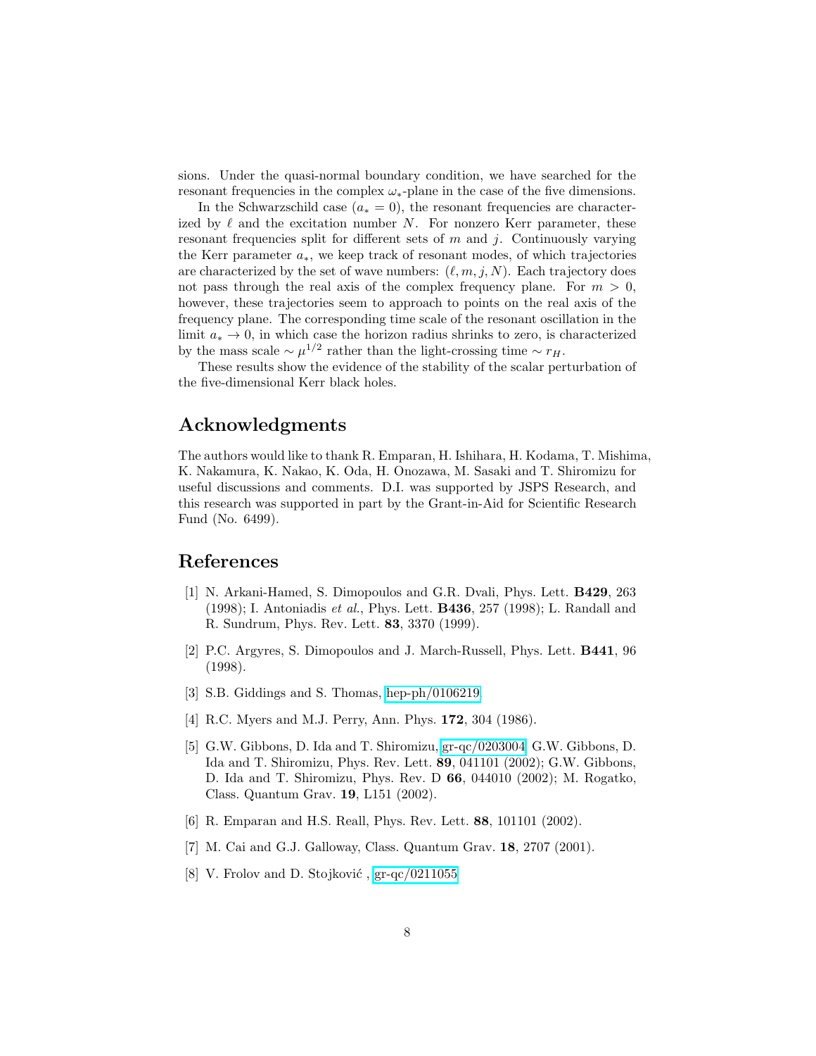sions. Under the quasi-normal boundary condition, we have searched for the resonant frequencies in the complex $\omega_*$-plane in the case of the five dimensions.

In the Schwarzschild case ($a_* = 0$), the resonant frequencies are characterized by $\ell$ and the excitation number $N$. For nonzero Kerr parameter, these resonant frequencies split for different sets of $m$ and $j$. Continuously varying the Kerr parameter $a_*$, we keep track of resonant modes, of which trajectories are characterized by the set of wave numbers: $(\ell, m, j, N)$. Each trajectory does not pass through the real axis of the complex frequency plane. For $m > 0$, however, these trajectories seem to approach to points on the real axis of the frequency plane. The corresponding time scale of the resonant oscillation in the limit $a_* \to 0$, in which case the horizon radius shrinks to zero, is characterized by the mass scale $\sim \mu^{1/2}$ rather than the light-crossing time $\sim r_H$.

These results show the evidence of the stability of the scalar perturbation of the five-dimensional Kerr black holes.

## Acknowledgments

The authors would like to thank R. Emparan, H. Ishihara, H. Kodama, T. Mishima, K. Nakamura, K. Nakao, K. Oda, H. Onozawa, M. Sasaki and T. Shiromizu for useful discussions and comments. D.I. was supported by JSPS Research, and this research was supported in part by the Grant-in-Aid for Scientific Research Fund (No. 6499).

## References

[1] N. Arkani-Hamed, S. Dimopoulos and G.R. Dvali, Phys. Lett. **B429**, 263 (1998); I. Antoniadis *et al.*, Phys. Lett. **B436**, 257 (1998); L. Randall and R. Sundrum, Phys. Rev. Lett. **83**, 3370 (1999).

[2] P.C. Argyres, S. Dimopoulos and J. March-Russell, Phys. Lett. **B441**, 96 (1998).

[3] S.B. Giddings and S. Thomas, hep-ph/0106219.

[4] R.C. Myers and M.J. Perry, Ann. Phys. **172**, 304 (1986).

[5] G.W. Gibbons, D. Ida and T. Shiromizu, gr-qc/0203004; G.W. Gibbons, D. Ida and T. Shiromizu, Phys. Rev. Lett. **89**, 041101 (2002); G.W. Gibbons, D. Ida and T. Shiromizu, Phys. Rev. D **66**, 044010 (2002); M. Rogatko, Class. Quantum Grav. **19**, L151 (2002).

[6] R. Emparan and H.S. Reall, Phys. Rev. Lett. **88**, 101101 (2002).

[7] M. Cai and G.J. Galloway, Class. Quantum Grav. **18**, 2707 (2001).

[8] V. Frolov and D. Stojković , gr-qc/0211055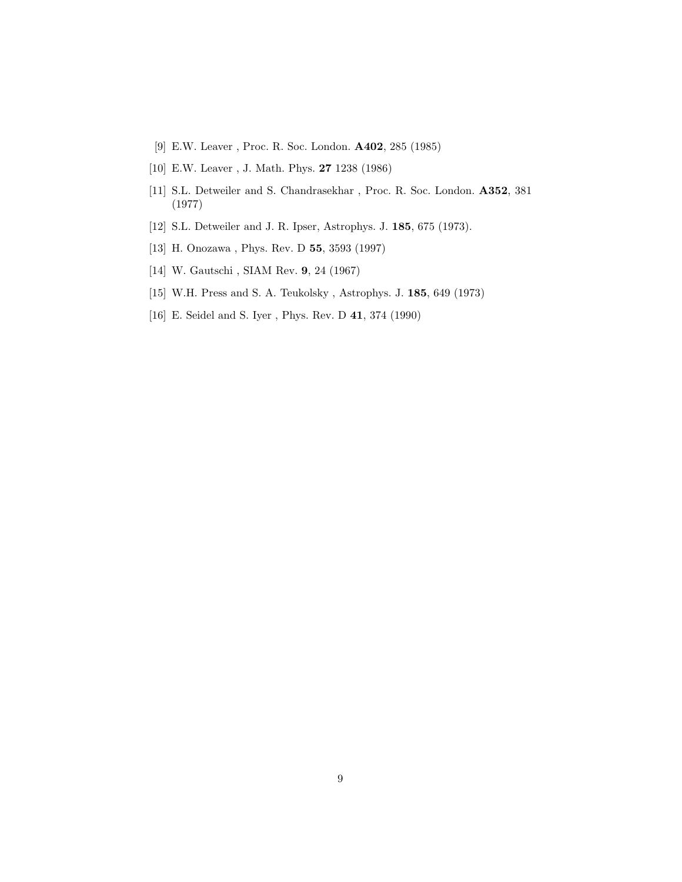[9] E.W. Leaver , Proc. R. Soc. London. **A402**, 285 (1985)

[10] E.W. Leaver , J. Math. Phys. **27** 1238 (1986)

[11] S.L. Detweiler and S. Chandrasekhar , Proc. R. Soc. London. **A352**, 381 (1977)

[12] S.L. Detweiler and J. R. Ipser, Astrophys. J. **185**, 675 (1973).

[13] H. Onozawa , Phys. Rev. D **55**, 3593 (1997)

[14] W. Gautschi , SIAM Rev. **9**, 24 (1967)

[15] W.H. Press and S. A. Teukolsky , Astrophys. J. **185**, 649 (1973)

[16] E. Seidel and S. Iyer , Phys. Rev. D **41**, 374 (1990)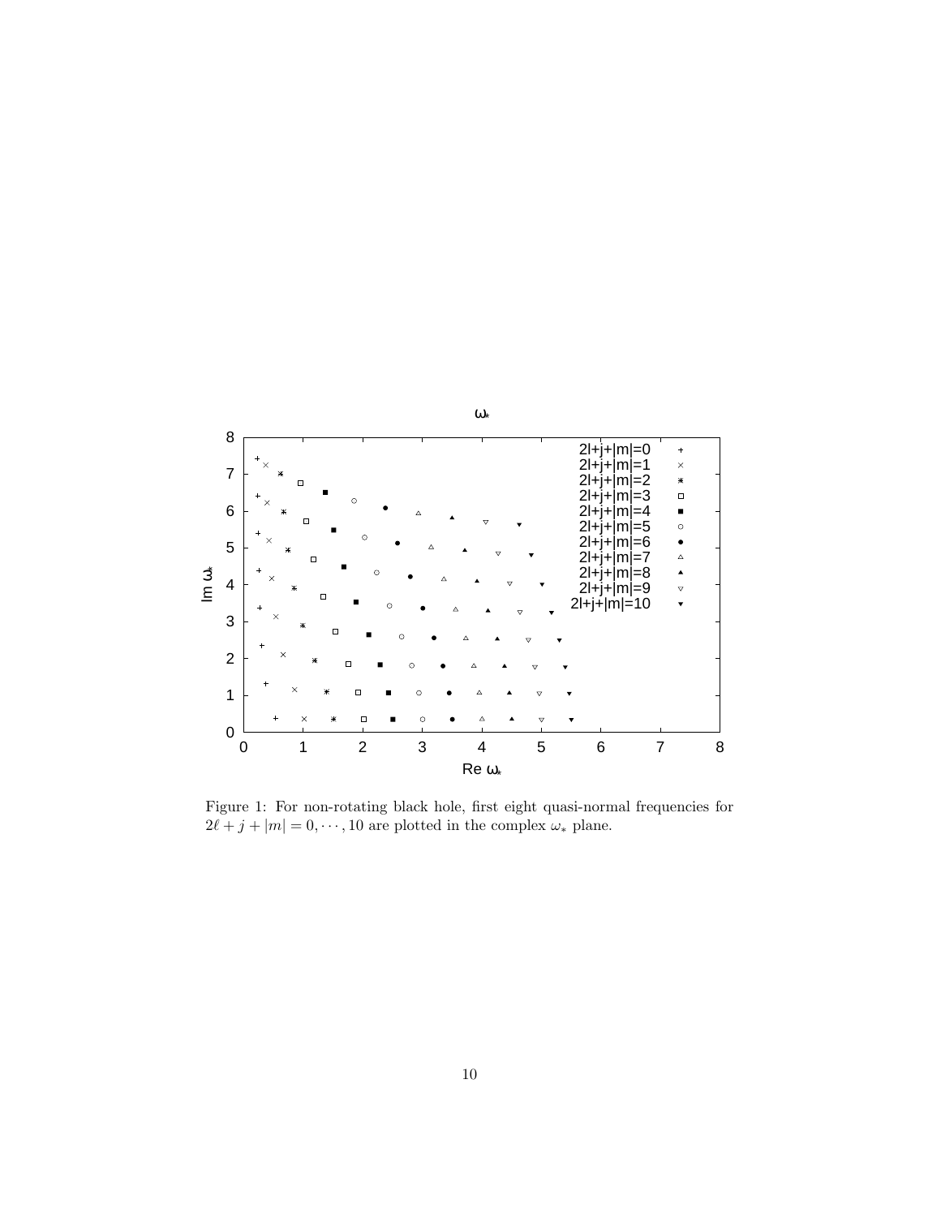Figure 1: For non-rotating black hole, first eight quasi-normal frequencies for $2\ell + j + |m| = 0, \cdots, 10$ are plotted in the complex $\omega_*$ plane.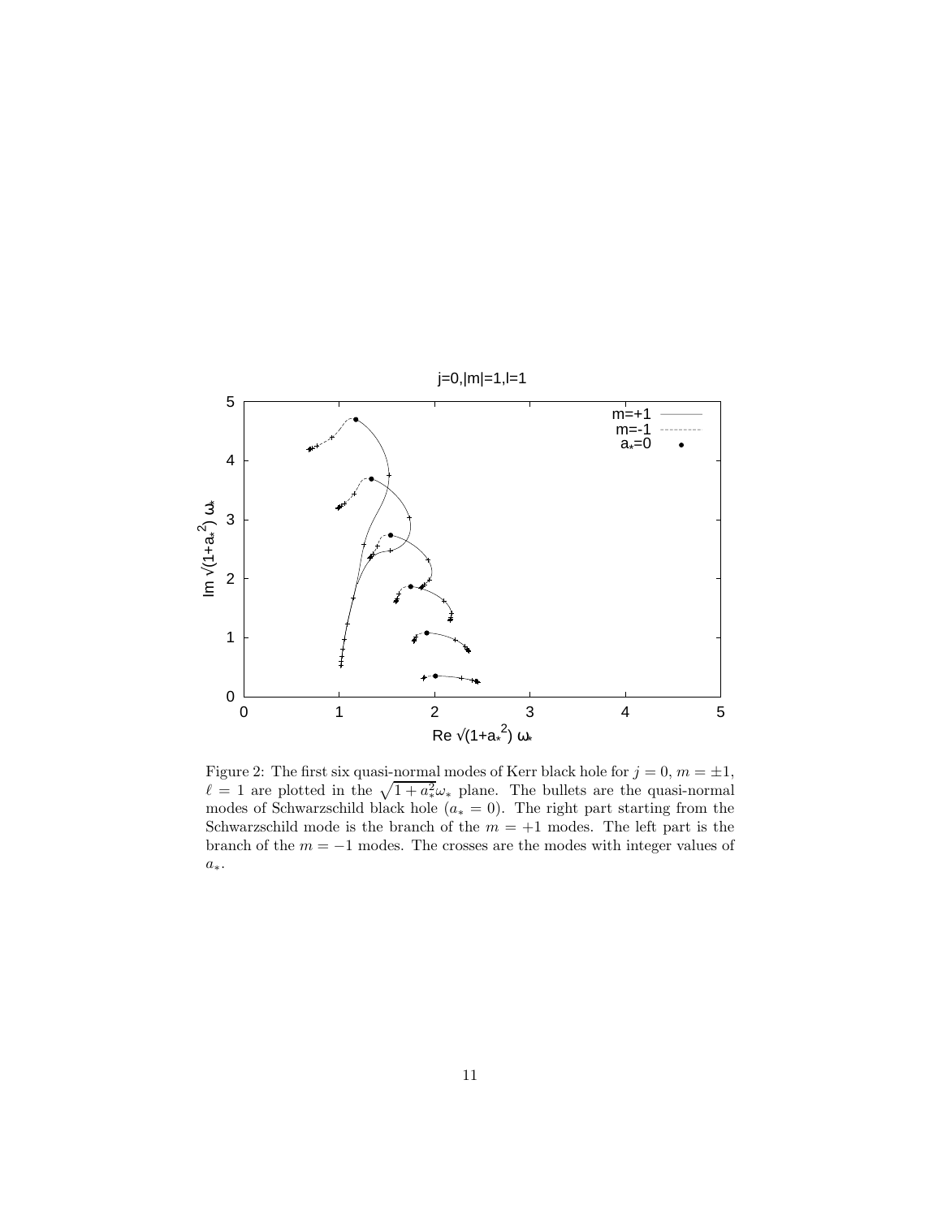Figure 2: The first six quasi-normal modes of Kerr black hole for $j = 0$, $m = \pm 1$, $\ell = 1$ are plotted in the $\sqrt{1 + a_*^2}\omega_*$ plane. The bullets are the quasi-normal modes of Schwarzschild black hole ($a_* = 0$). The right part starting from the Schwarzschild mode is the branch of the $m = +1$ modes. The left part is the branch of the $m = -1$ modes. The crosses are the modes with integer values of $a_*$.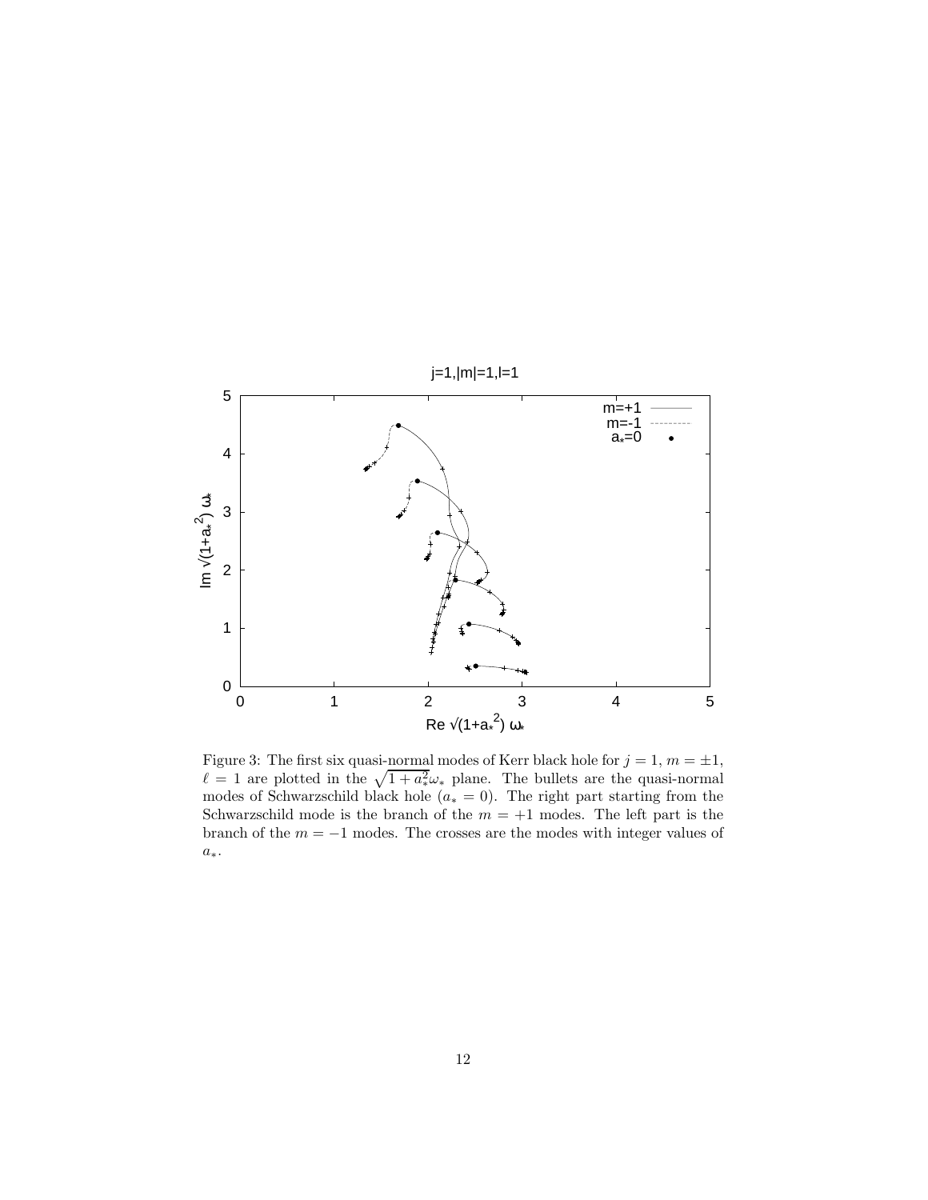Figure 3: The first six quasi-normal modes of Kerr black hole for $j = 1$, $m = \pm 1$, $\ell = 1$ are plotted in the $\sqrt{1 + a_*^2}\omega_*$ plane. The bullets are the quasi-normal modes of Schwarzschild black hole ($a_* = 0$). The right part starting from the Schwarzschild mode is the branch of the $m = +1$ modes. The left part is the branch of the $m = -1$ modes. The crosses are the modes with integer values of $a_*$.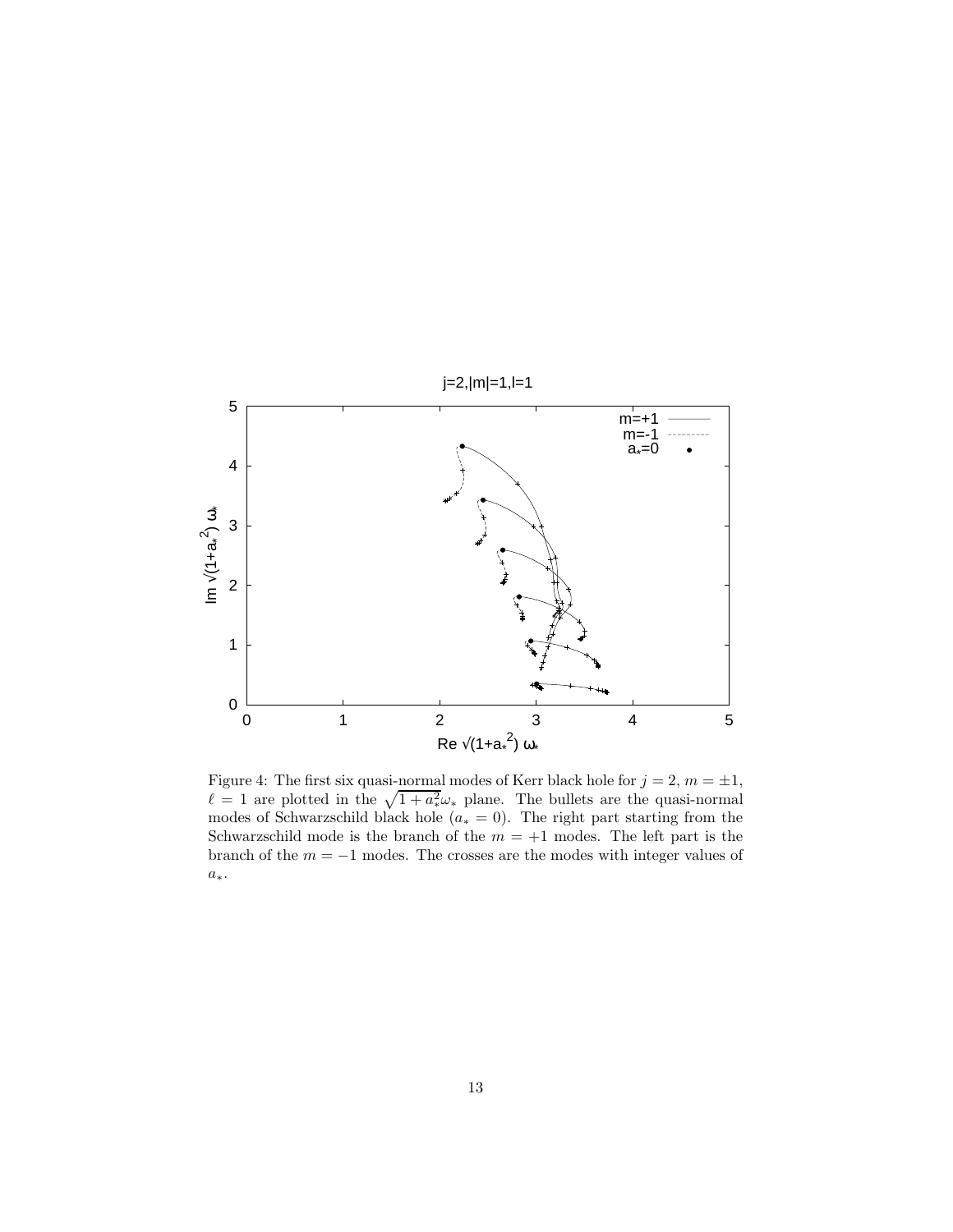Figure 4: The first six quasi-normal modes of Kerr black hole for $j = 2$, $m = \pm 1$, $\ell = 1$ are plotted in the $\sqrt{1 + a_*^2}\omega_*$ plane. The bullets are the quasi-normal modes of Schwarzschild black hole ($a_* = 0$). The right part starting from the Schwarzschild mode is the branch of the $m = +1$ modes. The left part is the branch of the $m = -1$ modes. The crosses are the modes with integer values of $a_*$.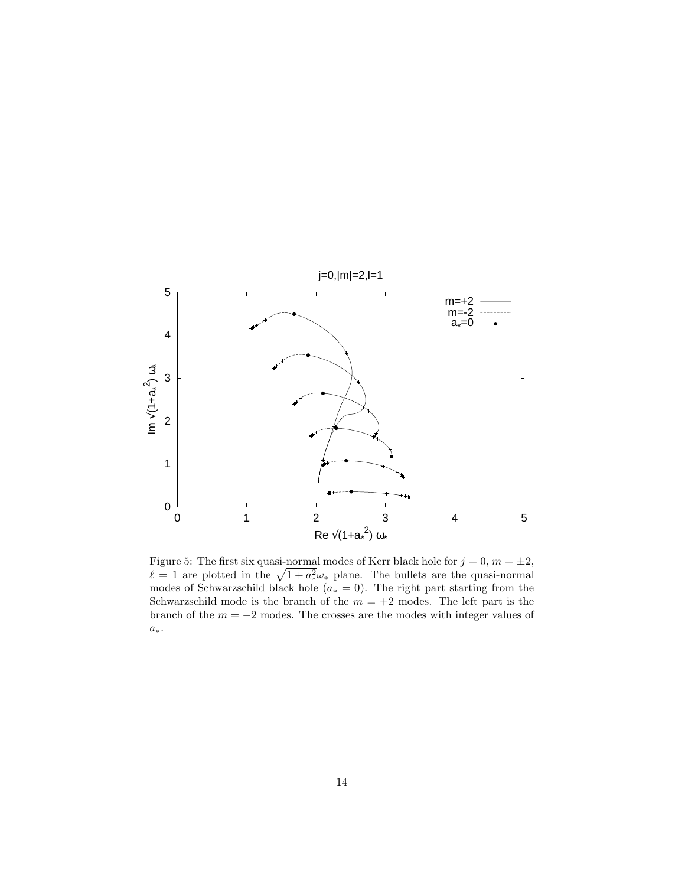Figure 5: The first six quasi-normal modes of Kerr black hole for $j = 0$, $m = \pm 2$, $\ell = 1$ are plotted in the $\sqrt{1 + a_*^2}\omega_*$ plane. The bullets are the quasi-normal modes of Schwarzschild black hole ($a_* = 0$). The right part starting from the Schwarzschild mode is the branch of the $m = +2$ modes. The left part is the branch of the $m = -2$ modes. The crosses are the modes with integer values of $a_*$.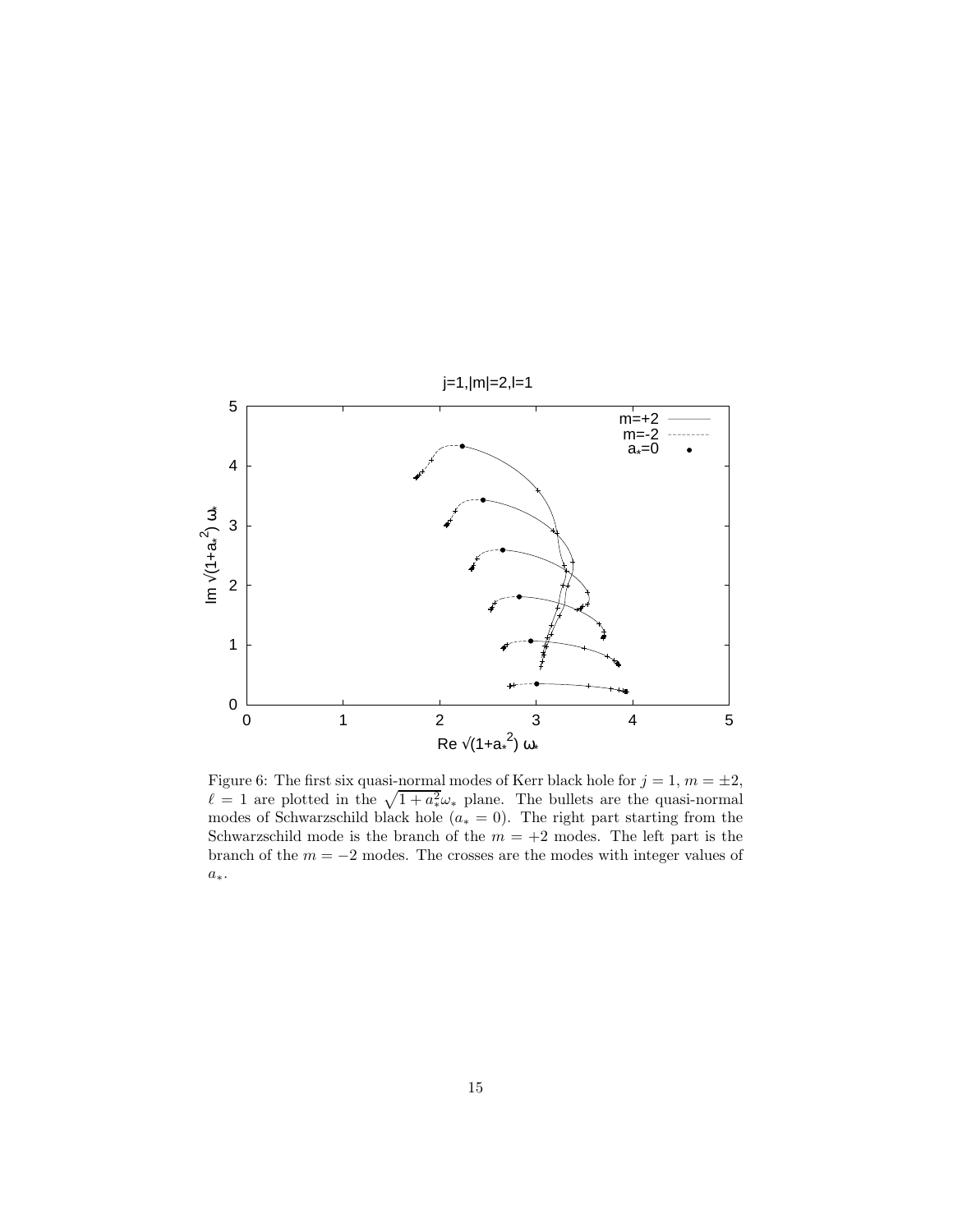Figure 6: The first six quasi-normal modes of Kerr black hole for $j = 1$, $m = \pm 2$, $\ell = 1$ are plotted in the $\sqrt{1 + a_*^2}\omega_*$ plane. The bullets are the quasi-normal modes of Schwarzschild black hole ($a_* = 0$). The right part starting from the Schwarzschild mode is the branch of the $m = +2$ modes. The left part is the branch of the $m = -2$ modes. The crosses are the modes with integer values of $a_*$.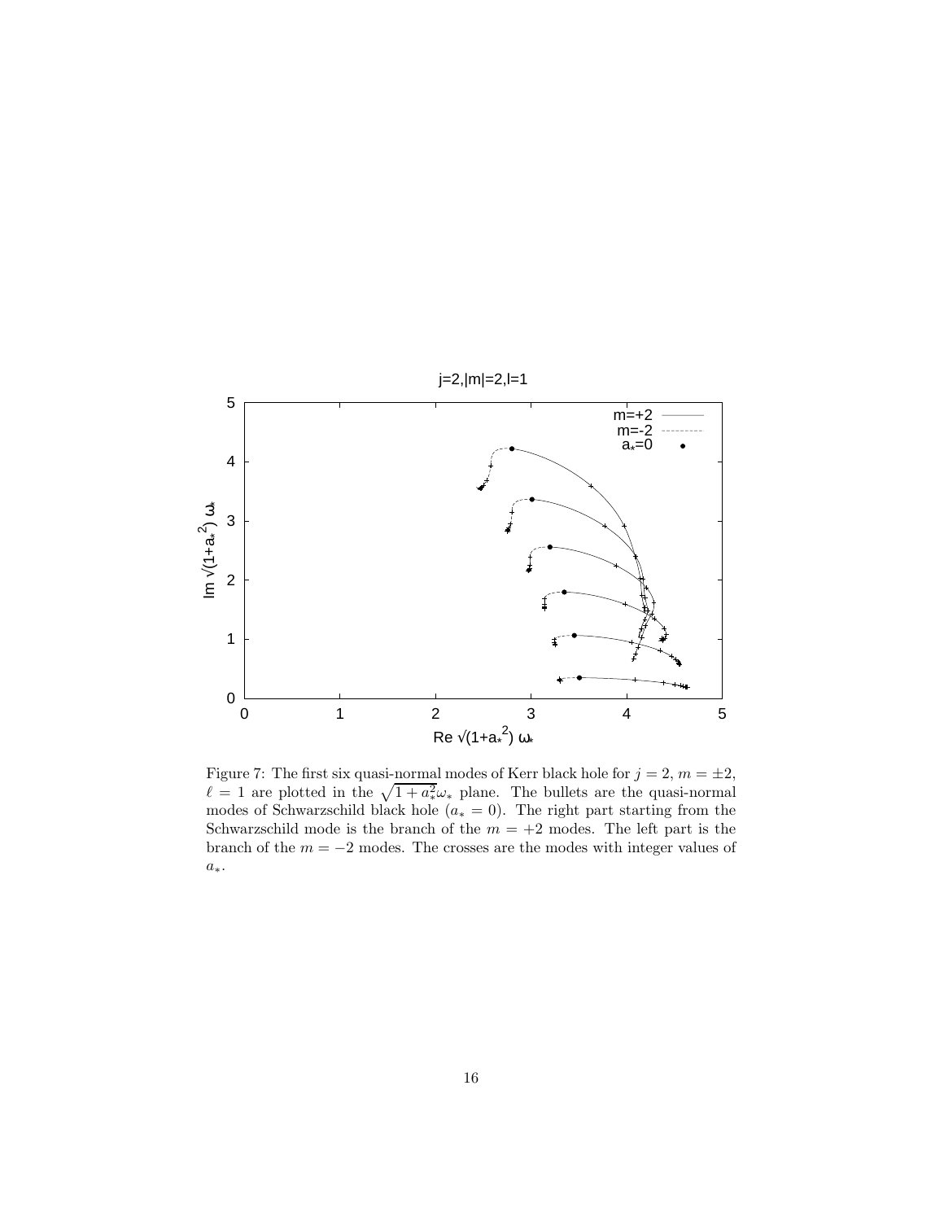j=2,|m|=2,l=1

m=+2
m=-2
a*=0

Im $\sqrt{(1+a_*^2)}\ \omega_*$

Re $\sqrt{(1+a_*^2)}\ \omega_*$

0
1
2
3
4
5

0
1
2
3
4
5

Figure 7: The first six quasi-normal modes of Kerr black hole for $j = 2$, $m = \pm 2$, $\ell = 1$ are plotted in the $\sqrt{1 + a_*^2}\omega_*$ plane. The bullets are the quasi-normal modes of Schwarzschild black hole ($a_* = 0$). The right part starting from the Schwarzschild mode is the branch of the $m = +2$ modes. The left part is the branch of the $m = -2$ modes. The crosses are the modes with integer values of $a_*$.